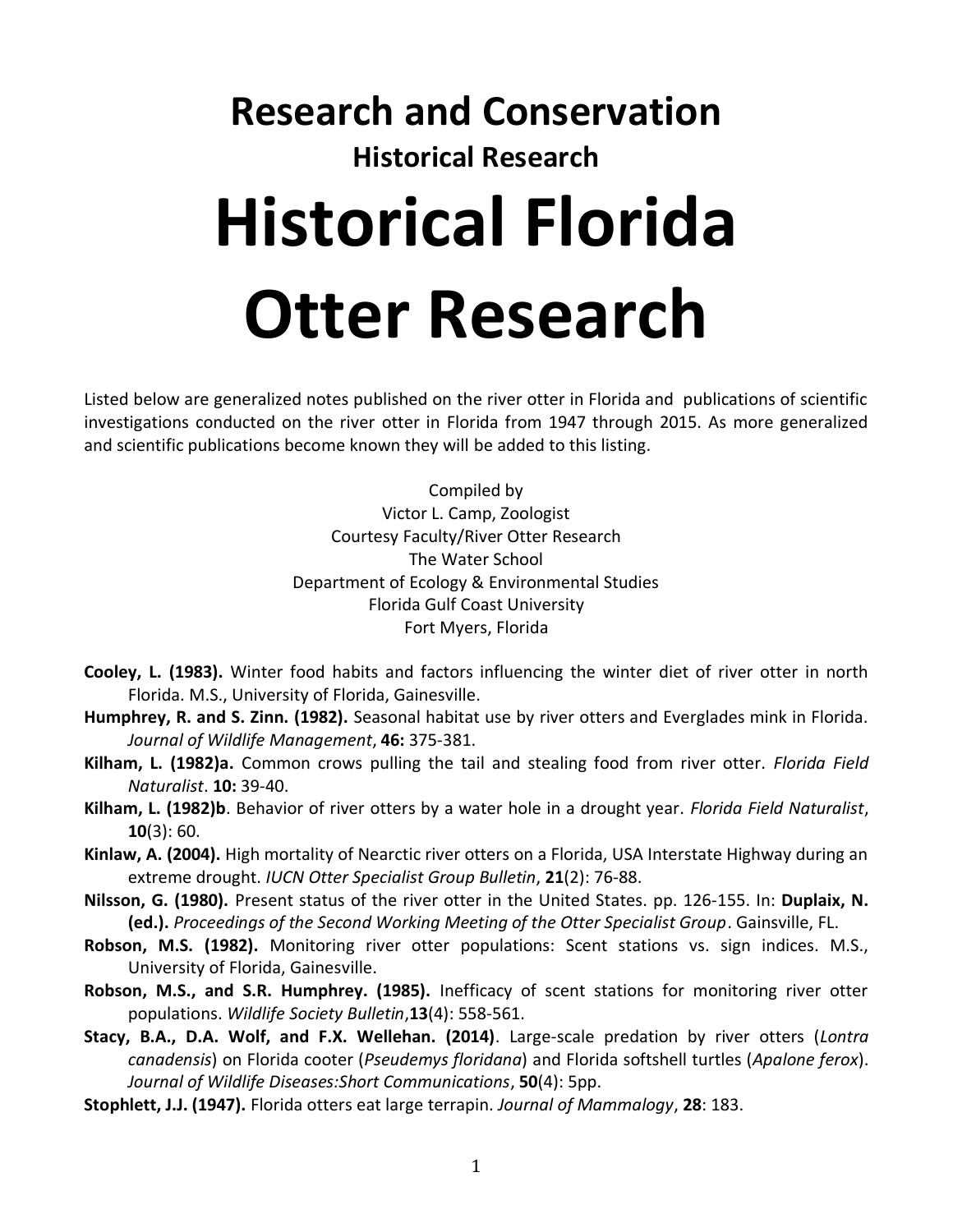# Research and Conservation

## Historical Research

# Historical Florida Otter Research

Listed below are generalized notes published on the river otter in Florida and publications of scientific investigations conducted on the river otter in Florida from 1947 through 2015. As more generalized and scientific publications become known they will be added to this listing.

Compiled by
Victor L. Camp, Zoologist
Courtesy Faculty/River Otter Research
The Water School
Department of Ecology & Environmental Studies
Florida Gulf Coast University
Fort Myers, Florida

**Cooley, L. (1983).** Winter food habits and factors influencing the winter diet of river otter in north Florida. M.S., University of Florida, Gainesville.

**Humphrey, R. and S. Zinn. (1982).** Seasonal habitat use by river otters and Everglades mink in Florida. *Journal of Wildlife Management*, **46:** 375-381.

**Kilham, L. (1982)a.** Common crows pulling the tail and stealing food from river otter. *Florida Field Naturalist*. **10:** 39-40.

**Kilham, L. (1982)b**. Behavior of river otters by a water hole in a drought year. *Florida Field Naturalist*, **10**(3): 60.

**Kinlaw, A. (2004).** High mortality of Nearctic river otters on a Florida, USA Interstate Highway during an extreme drought. *IUCN Otter Specialist Group Bulletin*, **21**(2): 76-88.

**Nilsson, G. (1980).** Present status of the river otter in the United States. pp. 126-155. In: **Duplaix, N. (ed.).** *Proceedings of the Second Working Meeting of the Otter Specialist Group*. Gainsville, FL.

**Robson, M.S. (1982).** Monitoring river otter populations: Scent stations vs. sign indices. M.S., University of Florida, Gainesville.

**Robson, M.S., and S.R. Humphrey. (1985).** Inefficacy of scent stations for monitoring river otter populations. *Wildlife Society Bulletin*,**13**(4): 558-561.

**Stacy, B.A., D.A. Wolf, and F.X. Wellehan. (2014)**. Large-scale predation by river otters (*Lontra canadensis*) on Florida cooter (*Pseudemys floridana*) and Florida softshell turtles (*Apalone ferox*). *Journal of Wildlife Diseases:Short Communications*, **50**(4): 5pp.

**Stophlett, J.J. (1947).** Florida otters eat large terrapin. *Journal of Mammalogy*, **28**: 183.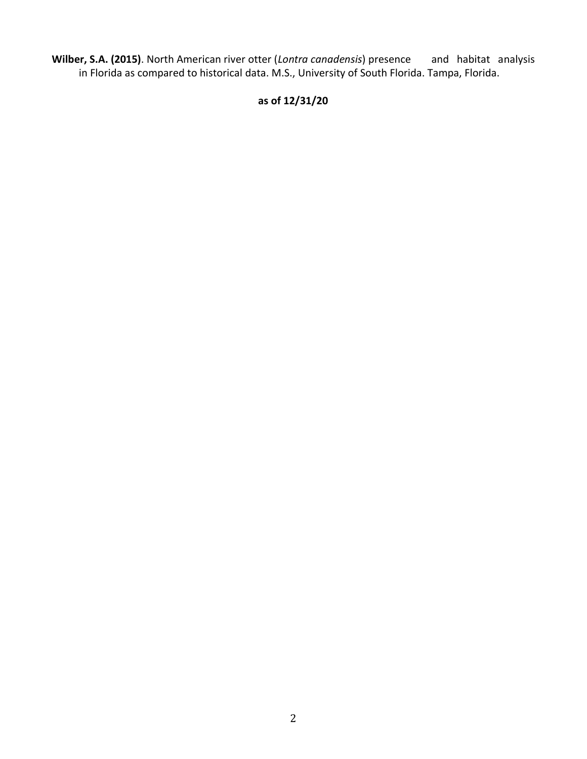**Wilber, S.A. (2015)**. North American river otter (*Lontra canadensis*) presence and habitat analysis in Florida as compared to historical data. M.S., University of South Florida. Tampa, Florida.

**as of 12/31/20**